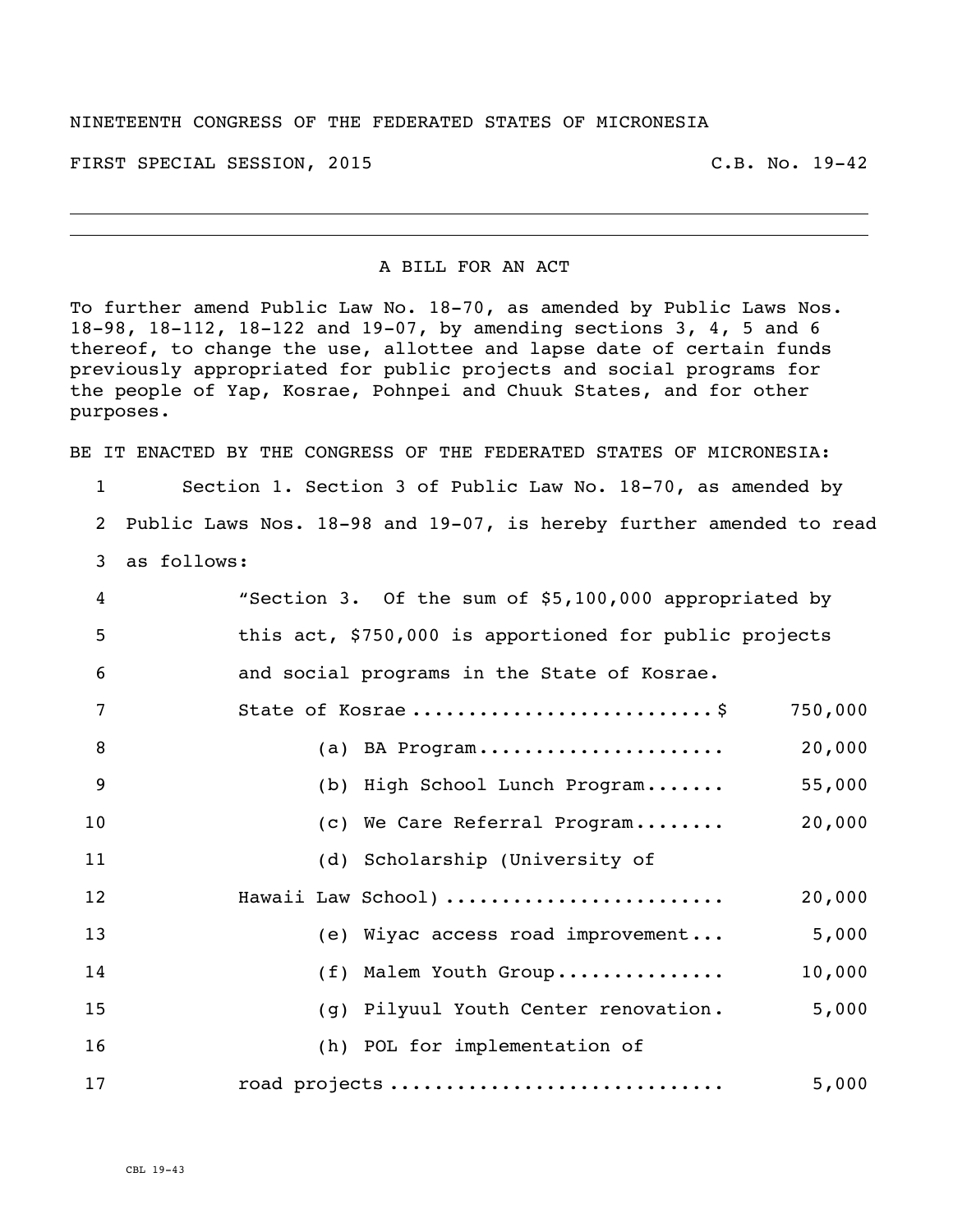NINETEENTH CONGRESS OF THE FEDERATED STATES OF MICRONESIA

FIRST SPECIAL SESSION, 2015 C.B. No. 19-42

---

A BILL FOR AN ACT

To further amend Public Law No. 18-70, as amended by Public Laws Nos. 18-98, 18-112, 18-122 and 19-07, by amending sections 3, 4, 5 and 6 thereof, to change the use, allottee and lapse date of certain funds previously appropriated for public projects and social programs for the people of Yap, Kosrae, Pohnpei and Chuuk States, and for other purposes.

BE IT ENACTED BY THE CONGRESS OF THE FEDERATED STATES OF MICRONESIA:

1 Section 1. Section 3 of Public Law No. 18-70, as amended by
2 Public Laws Nos. 18-98 and 19-07, is hereby further amended to read
3 as follows:

4 "Section 3. Of the sum of $5,100,000 appropriated by
5 this act, $750,000 is apportioned for public projects
6 and social programs in the State of Kosrae.

| Line | Item | Amount |
|---|---|---|
| 7 | State of Kosrae ..........................$ | 750,000 |
| 8 | (a) BA Program...................... | 20,000 |
| 9 | (b) High School Lunch Program....... | 55,000 |
| 10 | (c) We Care Referral Program........ | 20,000 |
| 11 | (d) Scholarship (University of | |
| 12 | Hawaii Law School) ........................ | 20,000 |
| 13 | (e) Wiyac access road improvement... | 5,000 |
| 14 | (f) Malem Youth Group............... | 10,000 |
| 15 | (g) Pilyuul Youth Center renovation. | 5,000 |
| 16 | (h) POL for implementation of | |
| 17 | road projects ............................. | 5,000 |

CBL 19-43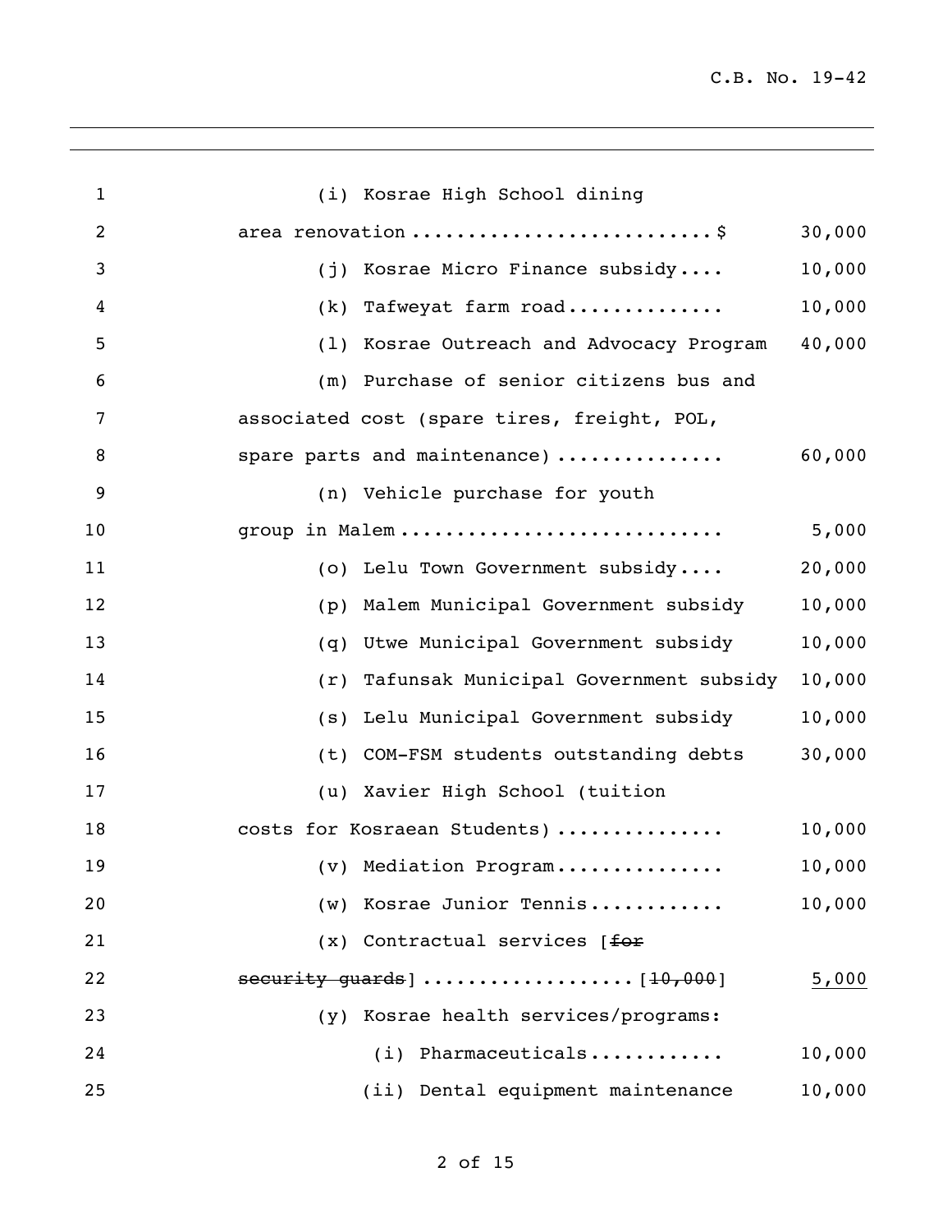(i) Kosrae High School dining area renovation .......................... $ 30,000

(j) Kosrae Micro Finance subsidy.... 10,000

(k) Tafweyat farm road............. 10,000

(l) Kosrae Outreach and Advocacy Program 40,000

(m) Purchase of senior citizens bus and associated cost (spare tires, freight, POL, spare parts and maintenance) .............. 60,000

(n) Vehicle purchase for youth group in Malem ........................... 5,000

(o) Lelu Town Government subsidy.... 20,000

(p) Malem Municipal Government subsidy 10,000

(q) Utwe Municipal Government subsidy 10,000

(r) Tafunsak Municipal Government subsidy 10,000

(s) Lelu Municipal Government subsidy 10,000

(t) COM-FSM students outstanding debts 30,000

(u) Xavier High School (tuition costs for Kosraean Students) .............. 10,000

(v) Mediation Program............... 10,000

(w) Kosrae Junior Tennis............ 10,000

(x) Contractual services [~~for security guards~~] .................. [~~10,000~~] 5,000

(y) Kosrae health services/programs:

(i) Pharmaceuticals........... 10,000

(ii) Dental equipment maintenance 10,000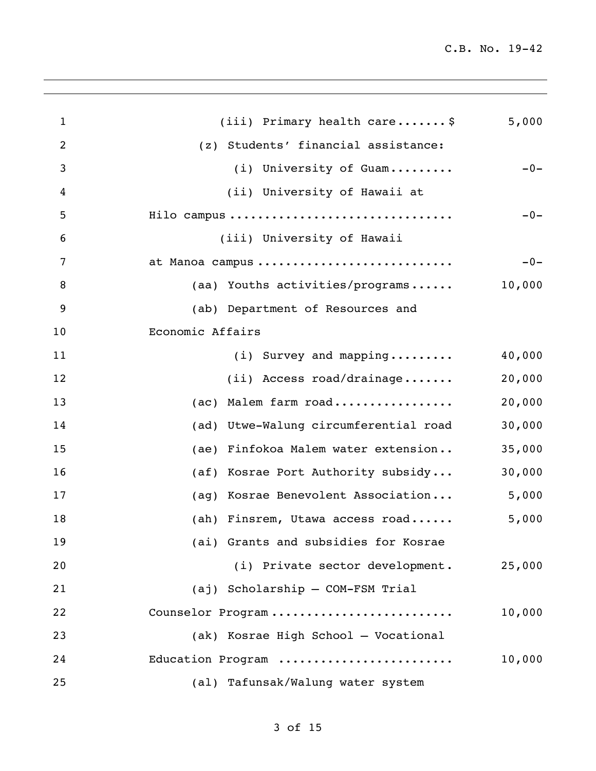| | | |
|---|---|---|
| 1 | (iii) Primary health care.......$ | 5,000 |
| 2 | (z) Students' financial assistance: | |
| 3 | (i) University of Guam......... | -0- |
| 4 | (ii) University of Hawaii at | |
| 5 | Hilo campus ............................... | -0- |
| 6 | (iii) University of Hawaii | |
| 7 | at Manoa campus ........................... | -0- |
| 8 | (aa) Youths activities/programs...... | 10,000 |
| 9 | (ab) Department of Resources and | |
| 10 | Economic Affairs | |
| 11 | (i) Survey and mapping......... | 40,000 |
| 12 | (ii) Access road/drainage....... | 20,000 |
| 13 | (ac) Malem farm road................ | 20,000 |
| 14 | (ad) Utwe-Walung circumferential road | 30,000 |
| 15 | (ae) Finfokoa Malem water extension.. | 35,000 |
| 16 | (af) Kosrae Port Authority subsidy... | 30,000 |
| 17 | (ag) Kosrae Benevolent Association... | 5,000 |
| 18 | (ah) Finsrem, Utawa access road...... | 5,000 |
| 19 | (ai) Grants and subsidies for Kosrae | |
| 20 | (i) Private sector development. | 25,000 |
| 21 | (aj) Scholarship – COM-FSM Trial | |
| 22 | Counselor Program ......................... | 10,000 |
| 23 | (ak) Kosrae High School – Vocational | |
| 24 | Education Program ........................ | 10,000 |
| 25 | (al) Tafunsak/Walung water system | |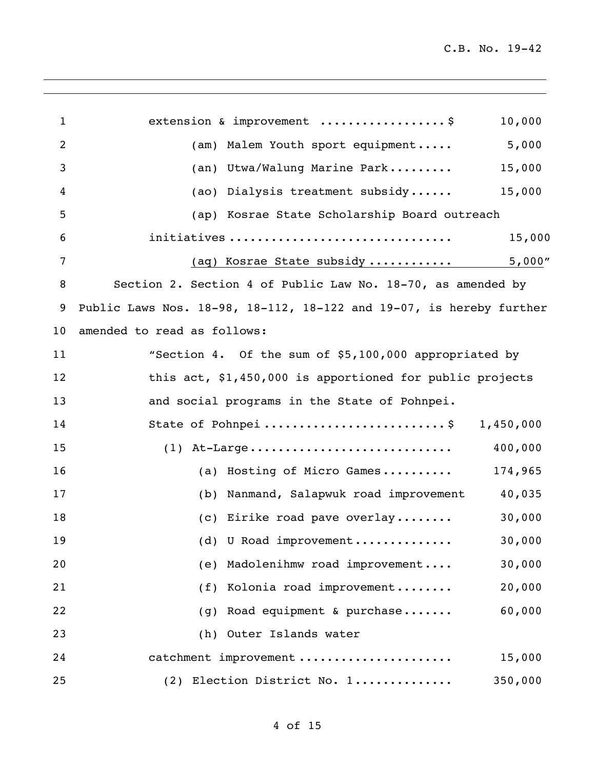extension & improvement ..................$ 10,000

(am) Malem Youth sport equipment..... 5,000

(an) Utwa/Walung Marine Park......... 15,000

(ao) Dialysis treatment subsidy...... 15,000

(ap) Kosrae State Scholarship Board outreach initiatives ............................... 15,000

(aq) Kosrae State subsidy ........... 5,000"

Section 2. Section 4 of Public Law No. 18-70, as amended by Public Laws Nos. 18-98, 18-112, 18-122 and 19-07, is hereby further amended to read as follows:

"Section 4. Of the sum of $5,100,000 appropriated by this act, $1,450,000 is apportioned for public projects and social programs in the State of Pohnpei.

State of Pohnpei .........................$ 1,450,000

(1) At-Large............................ 400,000

(a) Hosting of Micro Games.......... 174,965

(b) Nanmand, Salapwuk road improvement 40,035

(c) Eirike road pave overlay........ 30,000

(d) U Road improvement............. 30,000

(e) Madolenihmw road improvement.... 30,000

(f) Kolonia road improvement........ 20,000

(g) Road equipment & purchase....... 60,000

(h) Outer Islands water catchment improvement ..................... 15,000

(2) Election District No. 1............. 350,000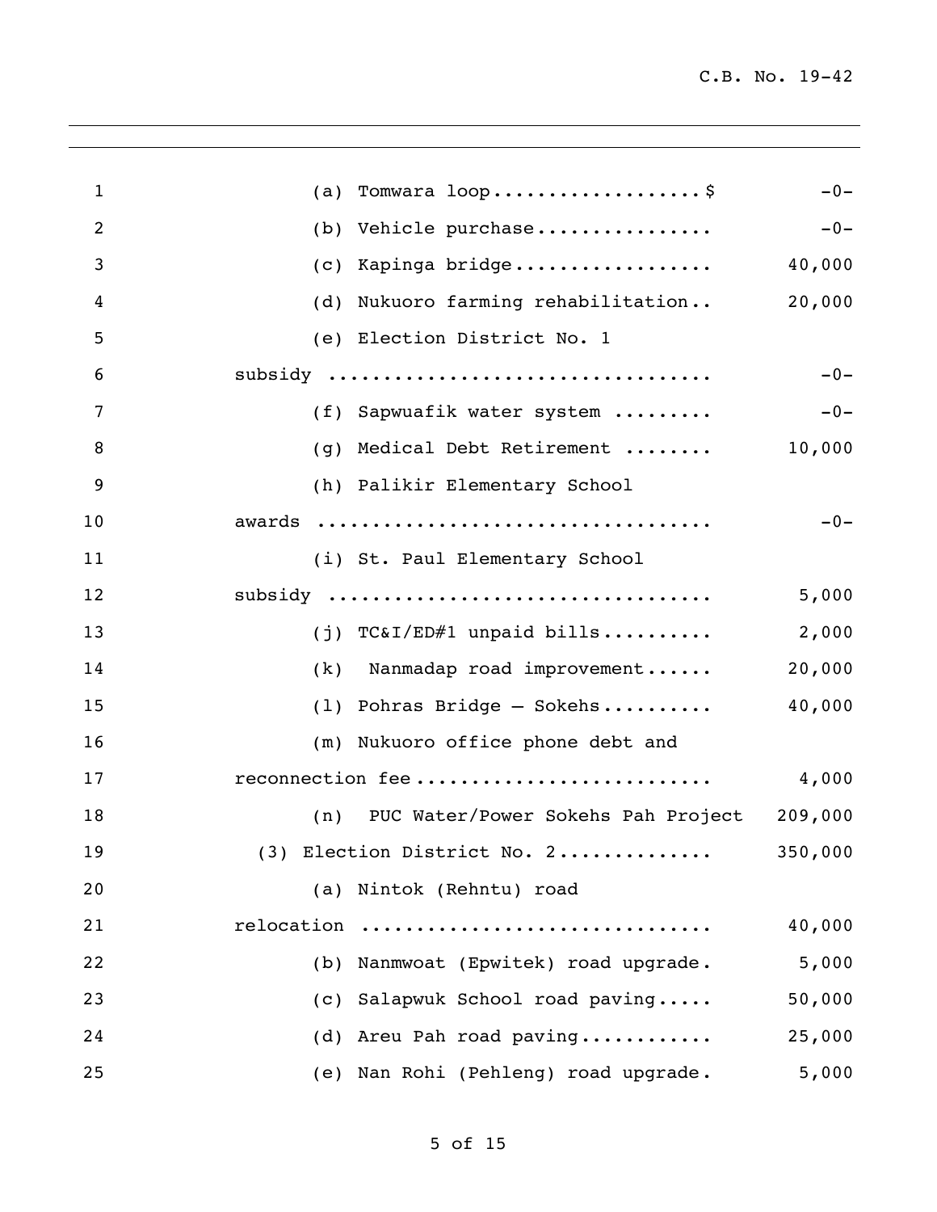| | | |
|---|---|---|
| 1 | (a) Tomwara loop..................$ | -0- |
| 2 | (b) Vehicle purchase................ | -0- |
| 3 | (c) Kapinga bridge.................. | 40,000 |
| 4 | (d) Nukuoro farming rehabilitation.. | 20,000 |
| 5 | (e) Election District No. 1 | |
| 6 | subsidy .................................. | -0- |
| 7 | (f) Sapwuafik water system ......... | -0- |
| 8 | (g) Medical Debt Retirement ........ | 10,000 |
| 9 | (h) Palikir Elementary School | |
| 10 | awards ................................... | -0- |
| 11 | (i) St. Paul Elementary School | |
| 12 | subsidy .................................. | 5,000 |
| 13 | (j) TC&I/ED#1 unpaid bills.......... | 2,000 |
| 14 | (k) Nanmadap road improvement...... | 20,000 |
| 15 | (l) Pohras Bridge – Sokehs.......... | 40,000 |
| 16 | (m) Nukuoro office phone debt and | |
| 17 | reconnection fee.......................... | 4,000 |
| 18 | (n) PUC Water/Power Sokehs Pah Project | 209,000 |
| 19 | (3) Election District No. 2............. | 350,000 |
| 20 | (a) Nintok (Rehntu) road | |
| 21 | relocation ............................... | 40,000 |
| 22 | (b) Nanmwoat (Epwitek) road upgrade. | 5,000 |
| 23 | (c) Salapwuk School road paving..... | 50,000 |
| 24 | (d) Areu Pah road paving............ | 25,000 |
| 25 | (e) Nan Rohi (Pehleng) road upgrade. | 5,000 |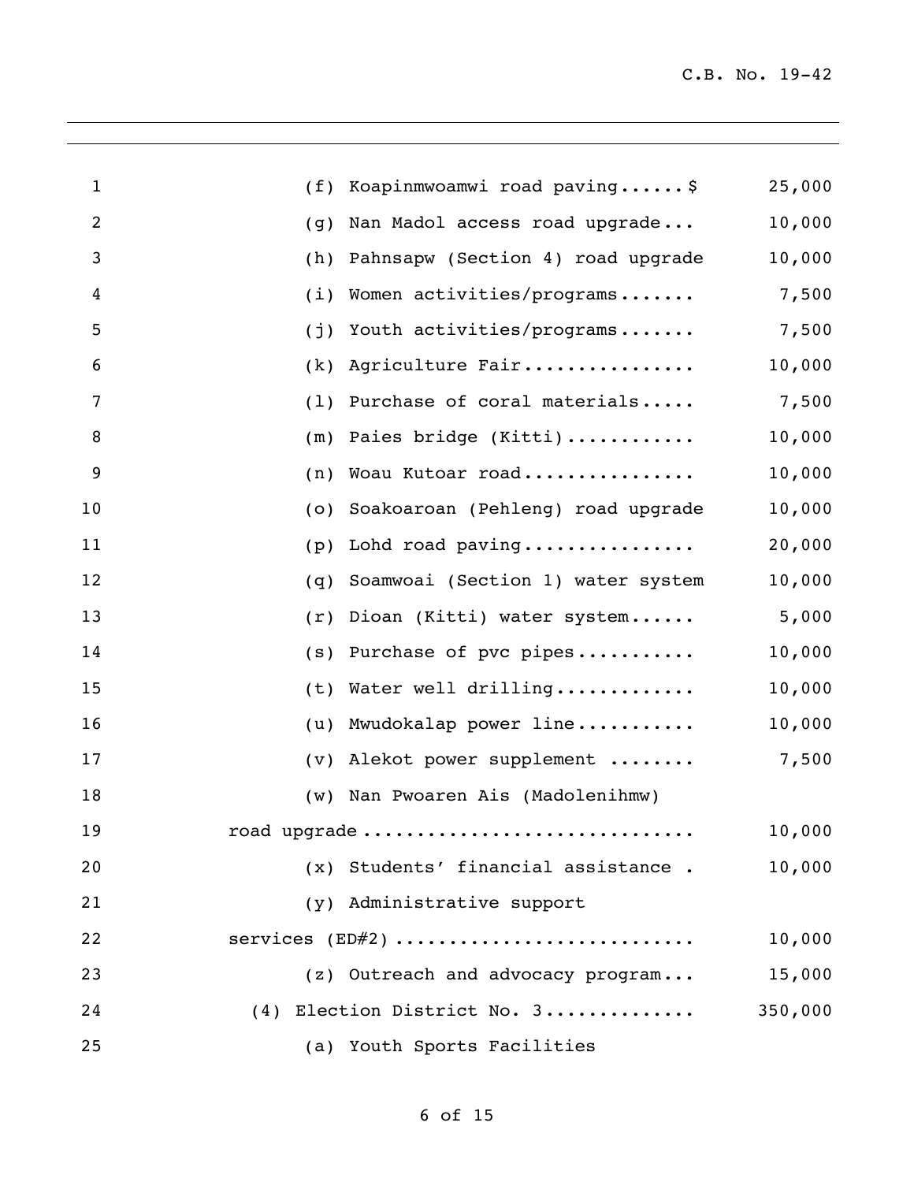(f) Koapinmwoamwi road paving......$ 25,000

(g) Nan Madol access road upgrade... 10,000

(h) Pahnsapw (Section 4) road upgrade 10,000

(i) Women activities/programs....... 7,500

(j) Youth activities/programs....... 7,500

(k) Agriculture Fair................ 10,000

(l) Purchase of coral materials..... 7,500

(m) Paies bridge (Kitti)............ 10,000

(n) Woau Kutoar road................ 10,000

(o) Soakoaroan (Pehleng) road upgrade 10,000

(p) Lohd road paving................ 20,000

(q) Soamwoai (Section 1) water system 10,000

(r) Dioan (Kitti) water system...... 5,000

(s) Purchase of pvc pipes........... 10,000

(t) Water well drilling............. 10,000

(u) Mwudokalap power line........... 10,000

(v) Alekot power supplement ........ 7,500

(w) Nan Pwoaren Ais (Madolenihmw) road upgrade .............................. 10,000

(x) Students' financial assistance . 10,000

(y) Administrative support services (ED#2) ........................... 10,000

(z) Outreach and advocacy program... 15,000

(4) Election District No. 3............. 350,000

(a) Youth Sports Facilities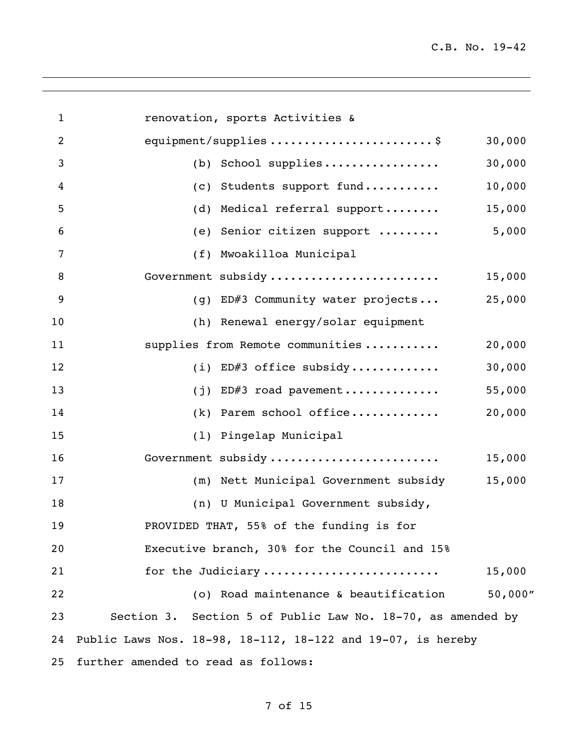renovation, sports Activities &
equipment/supplies........................$ 30,000

(b) School supplies................. 30,000

(c) Students support fund........... 10,000

(d) Medical referral support........ 15,000

(e) Senior citizen support ......... 5,000

(f) Mwoakilloa Municipal
Government subsidy........................ 15,000

(g) ED#3 Community water projects... 25,000

(h) Renewal energy/solar equipment
supplies from Remote communities........... 20,000

(i) ED#3 office subsidy............. 30,000

(j) ED#3 road pavement.............. 55,000

(k) Parem school office............. 20,000

(l) Pingelap Municipal
Government subsidy........................ 15,000

(m) Nett Municipal Government subsidy 15,000

(n) U Municipal Government subsidy,
PROVIDED THAT, 55% of the funding is for
Executive branch, 30% for the Council and 15%
for the Judiciary......................... 15,000

(o) Road maintenance & beautification 50,000"

Section 3. Section 5 of Public Law No. 18-70, as amended by Public Laws Nos. 18-98, 18-112, 18-122 and 19-07, is hereby further amended to read as follows: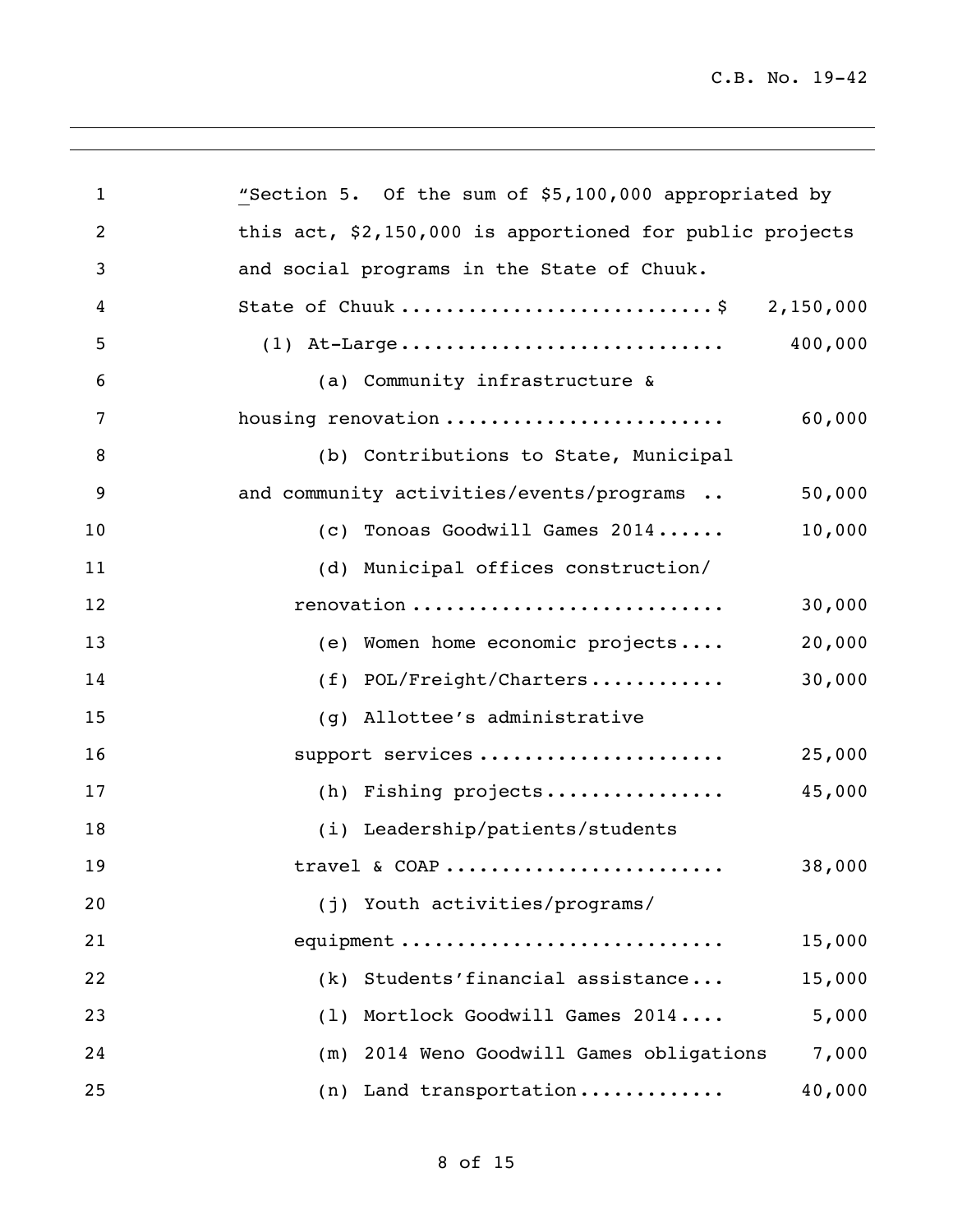"Section 5. Of the sum of $5,100,000 appropriated by this act, $2,150,000 is apportioned for public projects and social programs in the State of Chuuk.

| | |
|---|---|
| State of Chuuk ........................... $ | 2,150,000 |
| (1) At-Large ............................ | 400,000 |
| (a) Community infrastructure & housing renovation ........................ | 60,000 |
| (b) Contributions to State, Municipal and community activities/events/programs .. | 50,000 |
| (c) Tonoas Goodwill Games 2014 ...... | 10,000 |
| (d) Municipal offices construction/ renovation ........................... | 30,000 |
| (e) Women home economic projects .... | 20,000 |
| (f) POL/Freight/Charters ............ | 30,000 |
| (g) Allottee's administrative support services ...................... | 25,000 |
| (h) Fishing projects ................ | 45,000 |
| (i) Leadership/patients/students travel & COAP ......................... | 38,000 |
| (j) Youth activities/programs/ equipment ............................ | 15,000 |
| (k) Students'financial assistance ... | 15,000 |
| (l) Mortlock Goodwill Games 2014 .... | 5,000 |
| (m) 2014 Weno Goodwill Games obligations | 7,000 |
| (n) Land transportation ............. | 40,000 |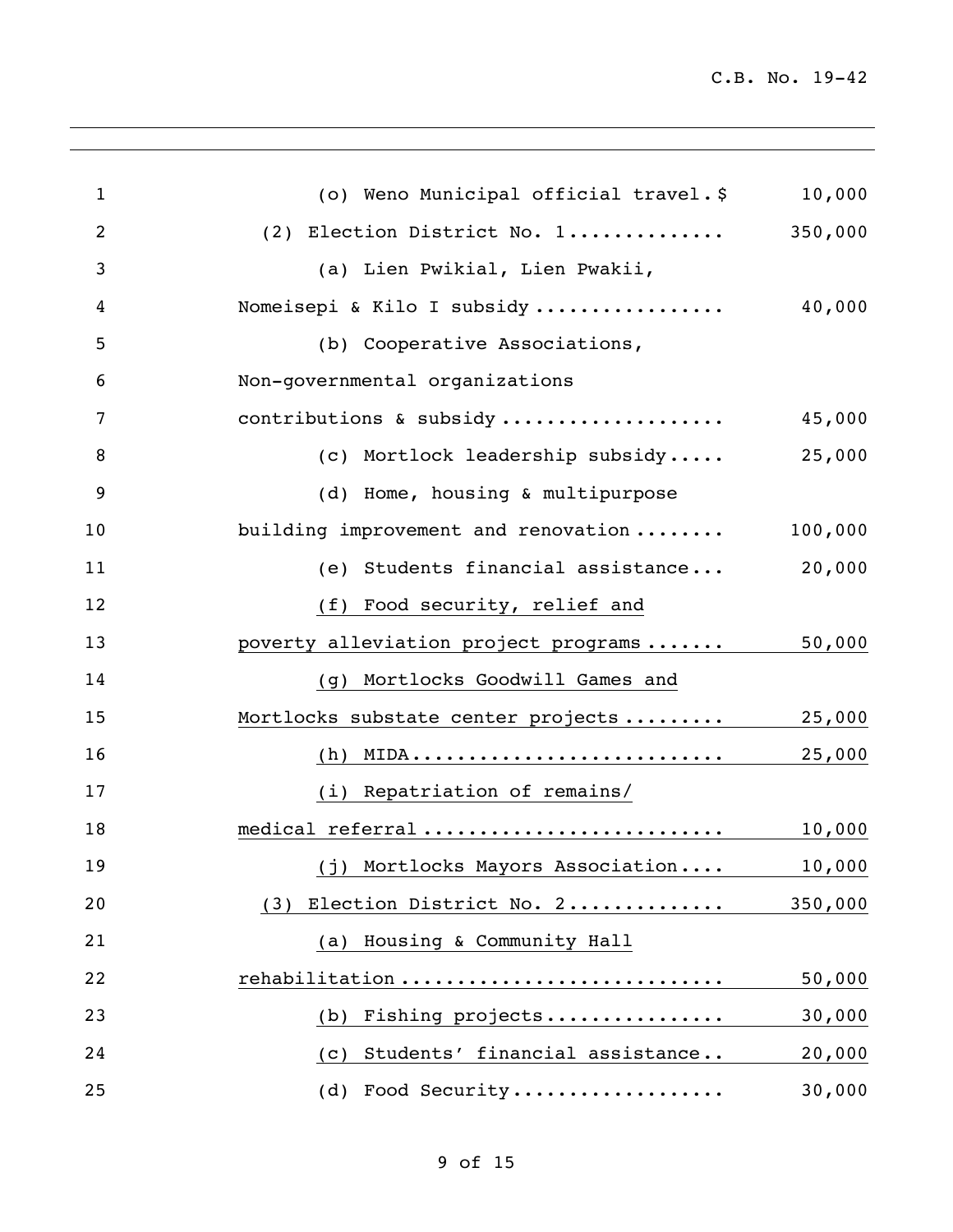(o) Weno Municipal official travel. $ 10,000

(2) Election District No. 1 .............. 350,000

(a) Lien Pwikial, Lien Pwakii, Nomeisepi & Kilo I subsidy ................. 40,000

(b) Cooperative Associations, Non-governmental organizations contributions & subsidy .................... 45,000

(c) Mortlock leadership subsidy ..... 25,000

(d) Home, housing & multipurpose building improvement and renovation ........ 100,000

(e) Students financial assistance... 20,000

(f) Food security, relief and poverty alleviation project programs ....... 50,000

(g) Mortlocks Goodwill Games and Mortlocks substate center projects ......... 25,000

(h) MIDA ........................... 25,000

(i) Repatriation of remains/ medical referral .......................... 10,000

(j) Mortlocks Mayors Association .... 10,000

(3) Election District No. 2 ............. 350,000

(a) Housing & Community Hall rehabilitation ............................ 50,000

(b) Fishing projects ................ 30,000

(c) Students' financial assistance.. 20,000

(d) Food Security ................... 30,000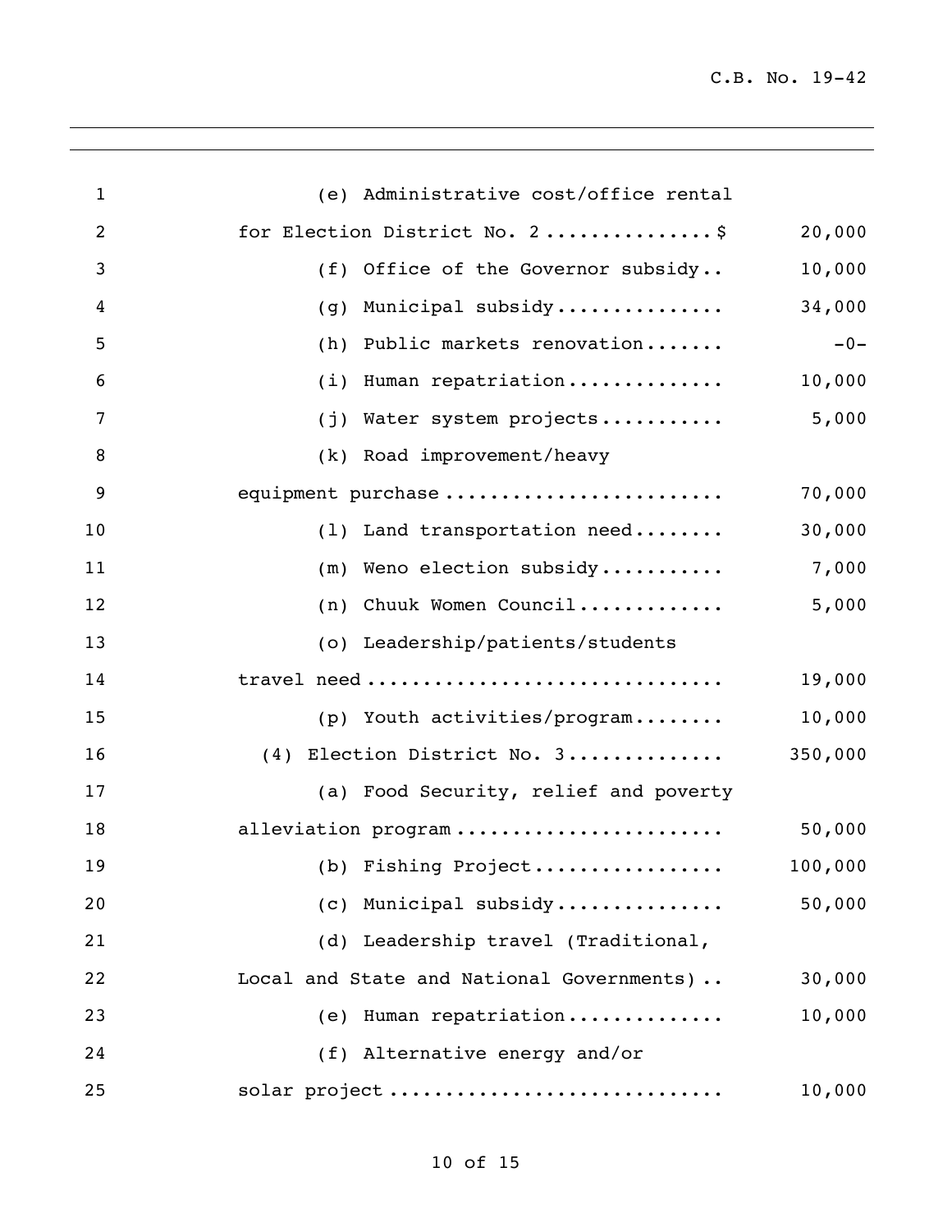(e) Administrative cost/office rental for Election District No. 2 ............... $ 20,000

(f) Office of the Governor subsidy .. 10,000

(g) Municipal subsidy ............... 34,000

(h) Public markets renovation ....... -0-

(i) Human repatriation .............. 10,000

(j) Water system projects ........... 5,000

(k) Road improvement/heavy equipment purchase ......................... 70,000

(l) Land transportation need ........ 30,000

(m) Weno election subsidy ........... 7,000

(n) Chuuk Women Council ............. 5,000

(o) Leadership/patients/students travel need ............................... 19,000

(p) Youth activities/program ........ 10,000

(4) Election District No. 3 .............. 350,000

(a) Food Security, relief and poverty alleviation program ....................... 50,000

(b) Fishing Project ................. 100,000

(c) Municipal subsidy ............... 50,000

(d) Leadership travel (Traditional, Local and State and National Governments) .. 30,000

(e) Human repatriation .............. 10,000

(f) Alternative energy and/or solar project ............................ 10,000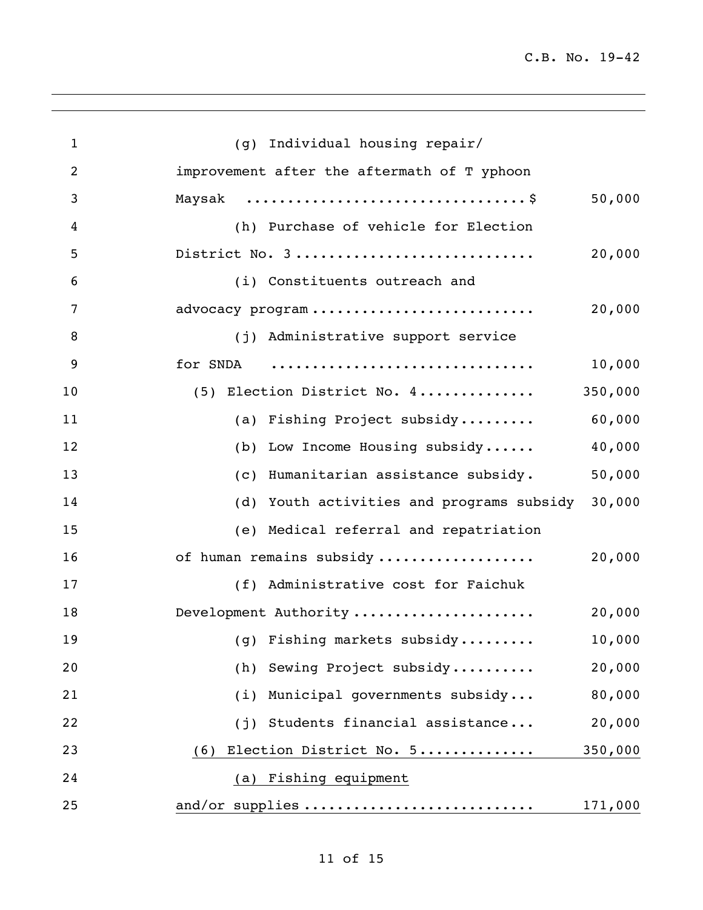(g) Individual housing repair/ improvement after the aftermath of T yphoon Maysak ..................................$ 50,000

(h) Purchase of vehicle for Election District No. 3 ............................ 20,000

(i) Constituents outreach and advocacy program .......................... 20,000

(j) Administrative support service for SNDA ............................... 10,000

(5) Election District No. 4 ............. 350,000

(a) Fishing Project subsidy......... 60,000

(b) Low Income Housing subsidy...... 40,000

(c) Humanitarian assistance subsidy. 50,000

(d) Youth activities and programs subsidy 30,000

(e) Medical referral and repatriation of human remains subsidy .................. 20,000

(f) Administrative cost for Faichuk Development Authority ..................... 20,000

(g) Fishing markets subsidy......... 10,000

(h) Sewing Project subsidy.......... 20,000

(i) Municipal governments subsidy... 80,000

(j) Students financial assistance... 20,000

<u>(6) Election District No. 5 ............. 350,000</u>

<u>(a) Fishing equipment and/or supplies ........................... 171,000</u>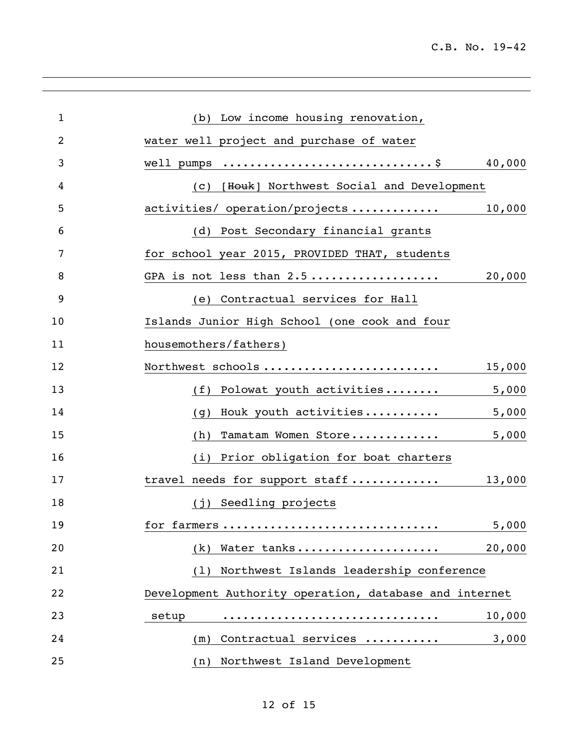(b) Low income housing renovation, water well project and purchase of water well pumps ..............................$ 40,000

(c) [~~Houk~~] Northwest Social and Development activities/ operation/projects ............ 10,000

(d) Post Secondary financial grants for school year 2015, PROVIDED THAT, students GPA is not less than 2.5 .................. 20,000

(e) Contractual services for Hall Islands Junior High School (one cook and four housemothers/fathers) Northwest schools ......................... 15,000

(f) Polowat youth activities........ 5,000

(g) Houk youth activities........... 5,000

(h) Tamatam Women Store............. 5,000

(i) Prior obligation for boat charters travel needs for support staff ............ 13,000

(j) Seedling projects for farmers ............................... 5,000

(k) Water tanks.................... 20,000

(l) Northwest Islands leadership conference Development Authority operation, database and internet setup .............................. 10,000

(m) Contractual services .......... 3,000

(n) Northwest Island Development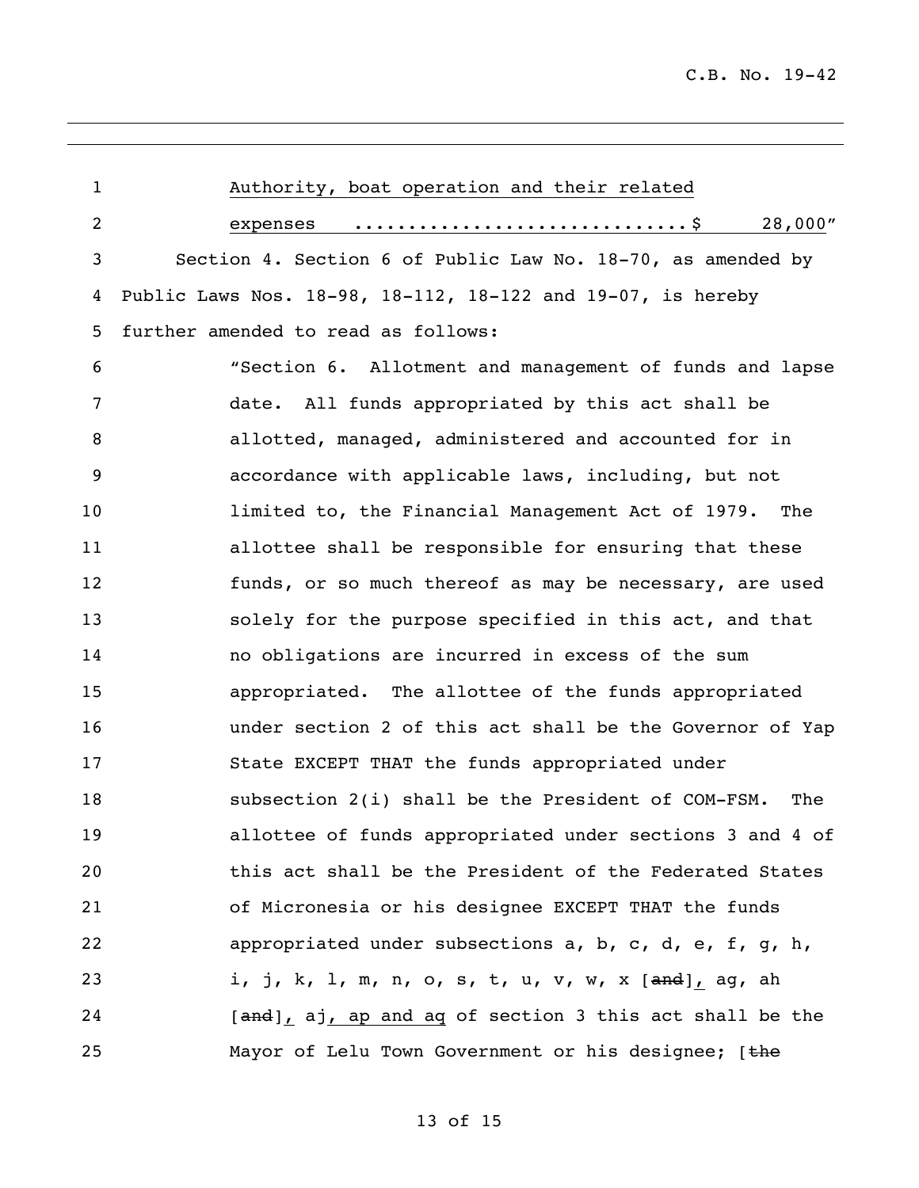<u>Authority, boat operation and their related</u>

<u>expenses ..............................$ 28,000</u>"

Section 4. Section 6 of Public Law No. 18-70, as amended by Public Laws Nos. 18-98, 18-112, 18-122 and 19-07, is hereby further amended to read as follows:

"Section 6. Allotment and management of funds and lapse date. All funds appropriated by this act shall be allotted, managed, administered and accounted for in accordance with applicable laws, including, but not limited to, the Financial Management Act of 1979. The allottee shall be responsible for ensuring that these funds, or so much thereof as may be necessary, are used solely for the purpose specified in this act, and that no obligations are incurred in excess of the sum appropriated. The allottee of the funds appropriated under section 2 of this act shall be the Governor of Yap State EXCEPT THAT the funds appropriated under subsection 2(i) shall be the President of COM-FSM. The allottee of funds appropriated under sections 3 and 4 of this act shall be the President of the Federated States of Micronesia or his designee EXCEPT THAT the funds appropriated under subsections a, b, c, d, e, f, g, h, i, j, k, l, m, n, o, s, t, u, v, w, x [~~and~~]<u>,</u> ag, ah [~~and~~]<u>,</u> aj<u>, ap and aq</u> of section 3 this act shall be the Mayor of Lelu Town Government or his designee; [~~the~~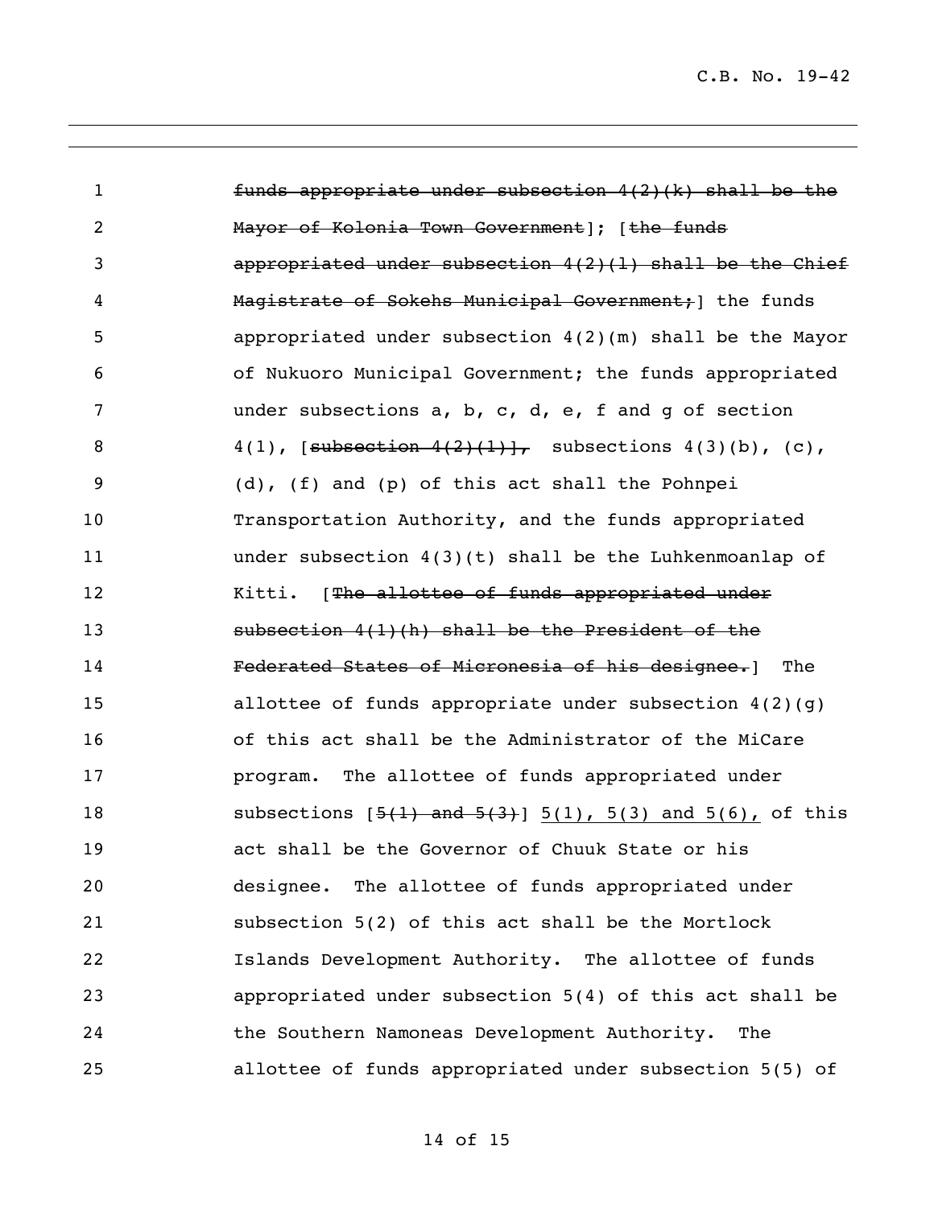~~funds appropriate under subsection 4(2)(k) shall be the Mayor of Kolonia Town Government~~]; [~~the funds appropriated under subsection 4(2)(l) shall be the Chief Magistrate of Sokehs Municipal Government;~~] the funds appropriated under subsection 4(2)(m) shall be the Mayor of Nukuoro Municipal Government; the funds appropriated under subsections a, b, c, d, e, f and g of section 4(1), [~~subsection 4(2)(1)],~~ subsections 4(3)(b), (c), (d), (f) and (p) of this act shall the Pohnpei Transportation Authority, and the funds appropriated under subsection 4(3)(t) shall be the Luhkenmoanlap of Kitti. [~~The allottee of funds appropriated under subsection 4(1)(h) shall be the President of the Federated States of Micronesia of his designee.~~] The allottee of funds appropriate under subsection 4(2)(g) of this act shall be the Administrator of the MiCare program. The allottee of funds appropriated under subsections [~~5(1) and 5(3)~~] <u>5(1), 5(3) and 5(6),</u> of this act shall be the Governor of Chuuk State or his designee. The allottee of funds appropriated under subsection 5(2) of this act shall be the Mortlock Islands Development Authority. The allottee of funds appropriated under subsection 5(4) of this act shall be the Southern Namoneas Development Authority. The allottee of funds appropriated under subsection 5(5) of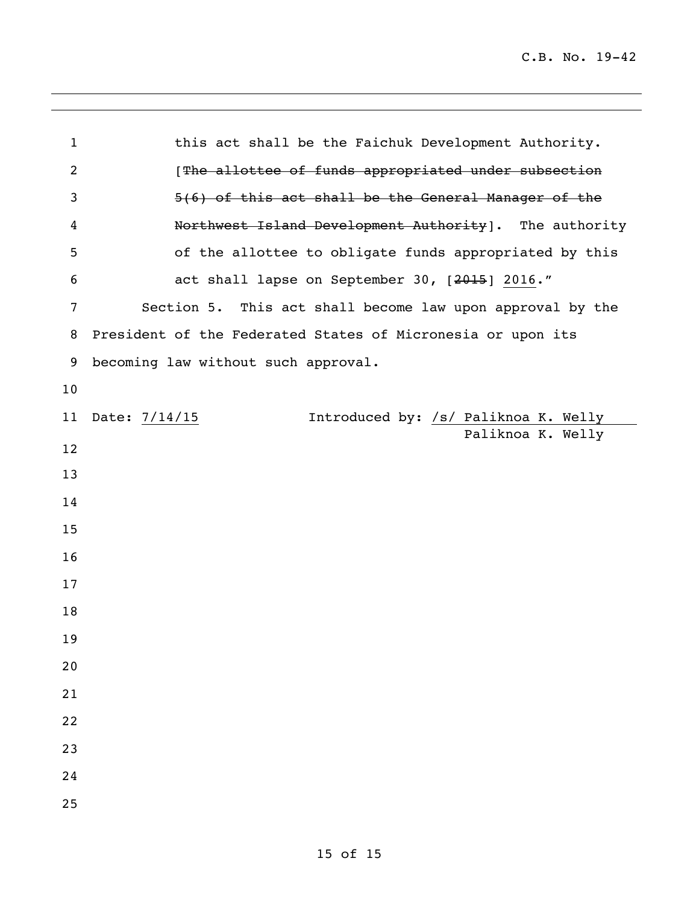this act shall be the Faichuk Development Authority. [~~The allottee of funds appropriated under subsection 5(6) of this act shall be the General Manager of the Northwest Island Development Authority~~]. The authority of the allottee to obligate funds appropriated by this act shall lapse on September 30, [~~2015~~] <u>2016</u>."

Section 5. This act shall become law upon approval by the President of the Federated States of Micronesia or upon its becoming law without such approval.

Date: <u>7/14/15</u>

Introduced by: <u>/s/ Paliknoa K. Welly</u>
Paliknoa K. Welly